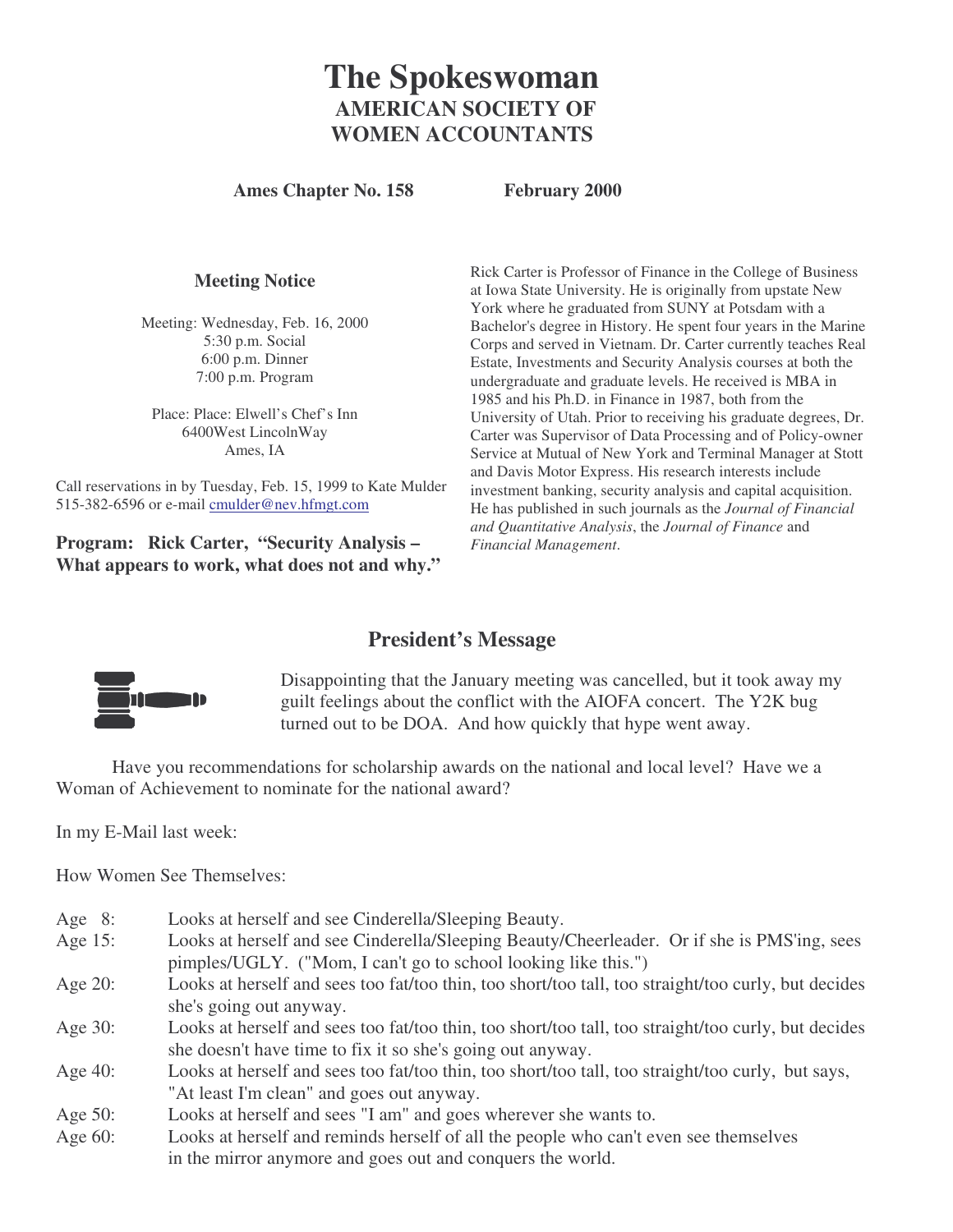# The Spokeswoman

## AMERICAN SOCIETY OF WOMEN ACCOUNTANTS

**Ames Chapter No. 158** **February 2000**

### Meeting Notice

Meeting: Wednesday, Feb. 16, 2000
5:30 p.m. Social
6:00 p.m. Dinner
7:00 p.m. Program

Place: Place: Elwell's Chef's Inn
6400West LincolnWay
Ames, IA

Call reservations in by Tuesday, Feb. 15, 1999 to Kate Mulder 515-382-6596 or e-mail cmulder@nev.hfmgt.com

**Program: Rick Carter, "Security Analysis – What appears to work, what does not and why."**

Rick Carter is Professor of Finance in the College of Business at Iowa State University. He is originally from upstate New York where he graduated from SUNY at Potsdam with a Bachelor's degree in History. He spent four years in the Marine Corps and served in Vietnam. Dr. Carter currently teaches Real Estate, Investments and Security Analysis courses at both the undergraduate and graduate levels. He received is MBA in 1985 and his Ph.D. in Finance in 1987, both from the University of Utah. Prior to receiving his graduate degrees, Dr. Carter was Supervisor of Data Processing and of Policy-owner Service at Mutual of New York and Terminal Manager at Stott and Davis Motor Express. His research interests include investment banking, security analysis and capital acquisition. He has published in such journals as the *Journal of Financial and Quantitative Analysis*, the *Journal of Finance* and *Financial Management*.

### President's Message

Disappointing that the January meeting was cancelled, but it took away my guilt feelings about the conflict with the AIOFA concert. The Y2K bug turned out to be DOA. And how quickly that hype went away.

Have you recommendations for scholarship awards on the national and local level? Have we a Woman of Achievement to nominate for the national award?

In my E-Mail last week:

How Women See Themselves:

Age 8: Looks at herself and see Cinderella/Sleeping Beauty.
Age 15: Looks at herself and see Cinderella/Sleeping Beauty/Cheerleader. Or if she is PMS'ing, sees pimples/UGLY. ("Mom, I can't go to school looking like this.")
Age 20: Looks at herself and sees too fat/too thin, too short/too tall, too straight/too curly, but decides she's going out anyway.
Age 30: Looks at herself and sees too fat/too thin, too short/too tall, too straight/too curly, but decides she doesn't have time to fix it so she's going out anyway.
Age 40: Looks at herself and sees too fat/too thin, too short/too tall, too straight/too curly, but says, "At least I'm clean" and goes out anyway.
Age 50: Looks at herself and sees "I am" and goes wherever she wants to.
Age 60: Looks at herself and reminds herself of all the people who can't even see themselves in the mirror anymore and goes out and conquers the world.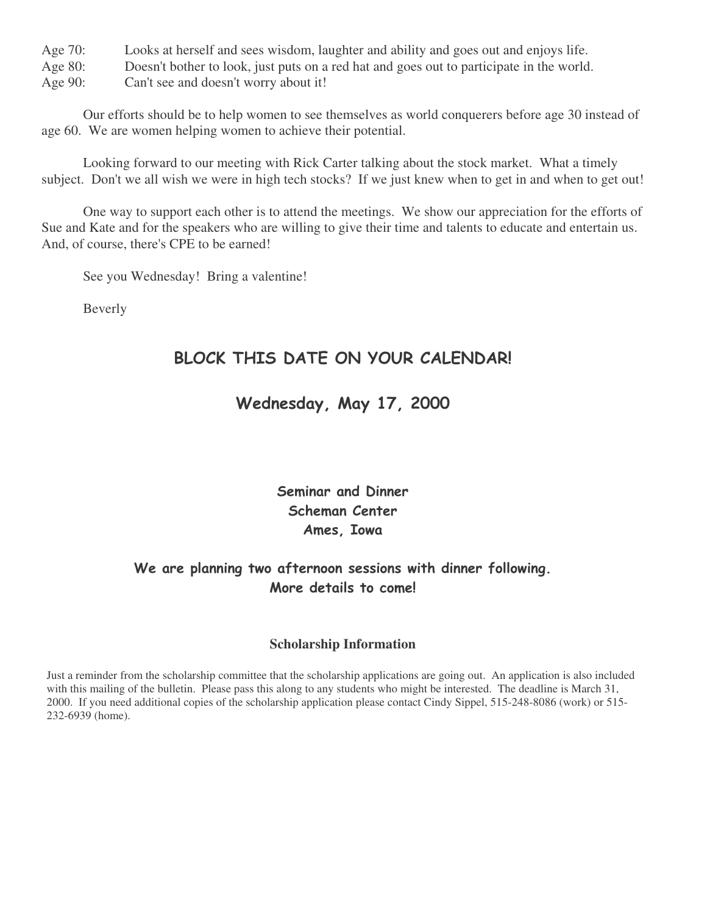Age 70: Looks at herself and sees wisdom, laughter and ability and goes out and enjoys life.
Age 80: Doesn't bother to look, just puts on a red hat and goes out to participate in the world.
Age 90: Can't see and doesn't worry about it!

Our efforts should be to help women to see themselves as world conquerers before age 30 instead of age 60. We are women helping women to achieve their potential.

Looking forward to our meeting with Rick Carter talking about the stock market. What a timely subject. Don't we all wish we were in high tech stocks? If we just knew when to get in and when to get out!

One way to support each other is to attend the meetings. We show our appreciation for the efforts of Sue and Kate and for the speakers who are willing to give their time and talents to educate and entertain us. And, of course, there's CPE to be earned!

See you Wednesday! Bring a valentine!

Beverly

## BLOCK THIS DATE ON YOUR CALENDAR!

## Wednesday, May 17, 2000

**Seminar and Dinner**
**Scheman Center**
**Ames, Iowa**

**We are planning two afternoon sessions with dinner following.**
**More details to come!**

### Scholarship Information

Just a reminder from the scholarship committee that the scholarship applications are going out. An application is also included with this mailing of the bulletin. Please pass this along to any students who might be interested. The deadline is March 31, 2000. If you need additional copies of the scholarship application please contact Cindy Sippel, 515-248-8086 (work) or 515-232-6939 (home).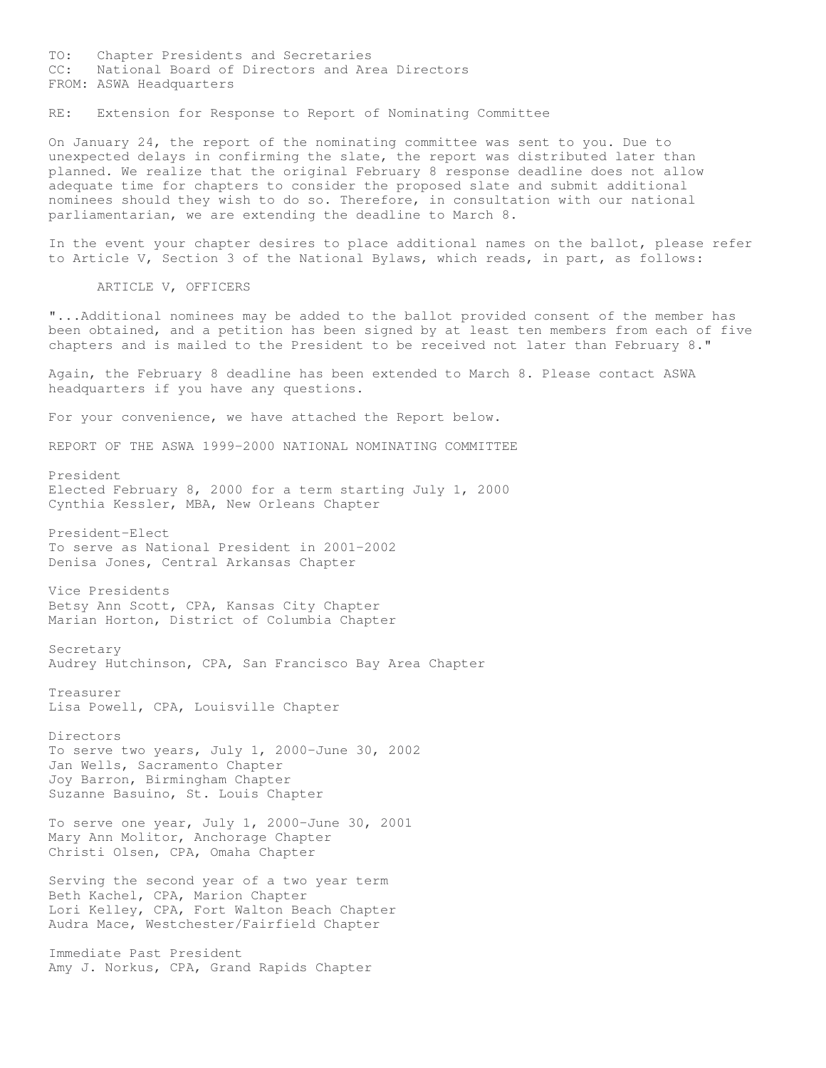TO: Chapter Presidents and Secretaries
CC: National Board of Directors and Area Directors
FROM: ASWA Headquarters

RE: Extension for Response to Report of Nominating Committee

On January 24, the report of the nominating committee was sent to you. Due to unexpected delays in confirming the slate, the report was distributed later than planned. We realize that the original February 8 response deadline does not allow adequate time for chapters to consider the proposed slate and submit additional nominees should they wish to do so. Therefore, in consultation with our national parliamentarian, we are extending the deadline to March 8.

In the event your chapter desires to place additional names on the ballot, please refer to Article V, Section 3 of the National Bylaws, which reads, in part, as follows:

ARTICLE V, OFFICERS

"...Additional nominees may be added to the ballot provided consent of the member has been obtained, and a petition has been signed by at least ten members from each of five chapters and is mailed to the President to be received not later than February 8."

Again, the February 8 deadline has been extended to March 8. Please contact ASWA headquarters if you have any questions.

For your convenience, we have attached the Report below.

## REPORT OF THE ASWA 1999-2000 NATIONAL NOMINATING COMMITTEE

**President**
Elected February 8, 2000 for a term starting July 1, 2000
Cynthia Kessler, MBA, New Orleans Chapter

**President-Elect**
To serve as National President in 2001-2002
Denisa Jones, Central Arkansas Chapter

**Vice Presidents**
Betsy Ann Scott, CPA, Kansas City Chapter
Marian Horton, District of Columbia Chapter

**Secretary**
Audrey Hutchinson, CPA, San Francisco Bay Area Chapter

**Treasurer**
Lisa Powell, CPA, Louisville Chapter

**Directors**
To serve two years, July 1, 2000-June 30, 2002
Jan Wells, Sacramento Chapter
Joy Barron, Birmingham Chapter
Suzanne Basuino, St. Louis Chapter

To serve one year, July 1, 2000-June 30, 2001
Mary Ann Molitor, Anchorage Chapter
Christi Olsen, CPA, Omaha Chapter

Serving the second year of a two year term
Beth Kachel, CPA, Marion Chapter
Lori Kelley, CPA, Fort Walton Beach Chapter
Audra Mace, Westchester/Fairfield Chapter

**Immediate Past President**
Amy J. Norkus, CPA, Grand Rapids Chapter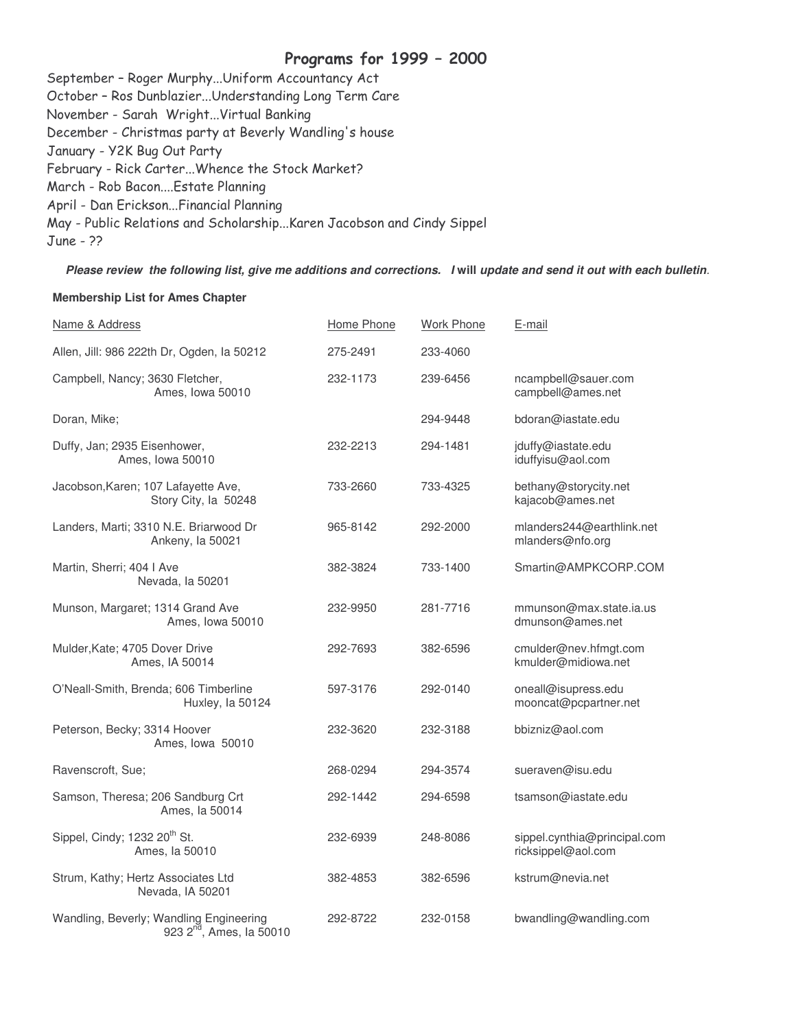## Programs for 1999 – 2000

September – Roger Murphy...Uniform Accountancy Act
October – Ros Dunblazier...Understanding Long Term Care
November - Sarah Wright...Virtual Banking
December - Christmas party at Beverly Wandling's house
January - Y2K Bug Out Party
February - Rick Carter...Whence the Stock Market?
March - Rob Bacon....Estate Planning
April - Dan Erickson...Financial Planning
May - Public Relations and Scholarship...Karen Jacobson and Cindy Sippel
June - ??

***Please review the following list, give me additions and corrections. I will update and send it out with each bulletin.***

**Membership List for Ames Chapter**

| Name & Address | Home Phone | Work Phone | E-mail |
|---|---|---|---|
| Allen, Jill: 986 222th Dr, Ogden, Ia 50212 | 275-2491 | 233-4060 | |
| Campbell, Nancy; 3630 Fletcher, Ames, Iowa 50010 | 232-1173 | 239-6456 | ncampbell@sauer.com campbell@ames.net |
| Doran, Mike; | | 294-9448 | bdoran@iastate.edu |
| Duffy, Jan; 2935 Eisenhower, Ames, Iowa 50010 | 232-2213 | 294-1481 | jduffy@iastate.edu iduffyisu@aol.com |
| Jacobson,Karen; 107 Lafayette Ave, Story City, Ia 50248 | 733-2660 | 733-4325 | bethany@storycity.net kajacob@ames.net |
| Landers, Marti; 3310 N.E. Briarwood Dr Ankeny, Ia 50021 | 965-8142 | 292-2000 | mlanders244@earthlink.net mlanders@nfo.org |
| Martin, Sherri; 404 I Ave Nevada, Ia 50201 | 382-3824 | 733-1400 | Smartin@AMPKCORP.COM |
| Munson, Margaret; 1314 Grand Ave Ames, Iowa 50010 | 232-9950 | 281-7716 | mmunson@max.state.ia.us dmunson@ames.net |
| Mulder,Kate; 4705 Dover Drive Ames, IA 50014 | 292-7693 | 382-6596 | cmulder@nev.hfmgt.com kmulder@midiowa.net |
| O'Neall-Smith, Brenda; 606 Timberline Huxley, Ia 50124 | 597-3176 | 292-0140 | oneall@isupress.edu mooncat@pcpartner.net |
| Peterson, Becky; 3314 Hoover Ames, Iowa 50010 | 232-3620 | 232-3188 | bbizniz@aol.com |
| Ravenscroft, Sue; | 268-0294 | 294-3574 | sueraven@isu.edu |
| Samson, Theresa; 206 Sandburg Crt Ames, Ia 50014 | 292-1442 | 294-6598 | tsamson@iastate.edu |
| Sippel, Cindy; 1232 20th St. Ames, Ia 50010 | 232-6939 | 248-8086 | sippel.cynthia@principal.com ricksippel@aol.com |
| Strum, Kathy; Hertz Associates Ltd Nevada, IA 50201 | 382-4853 | 382-6596 | kstrum@nevia.net |
| Wandling, Beverly; Wandling Engineering 923 2nd, Ames, Ia 50010 | 292-8722 | 232-0158 | bwandling@wandling.com |